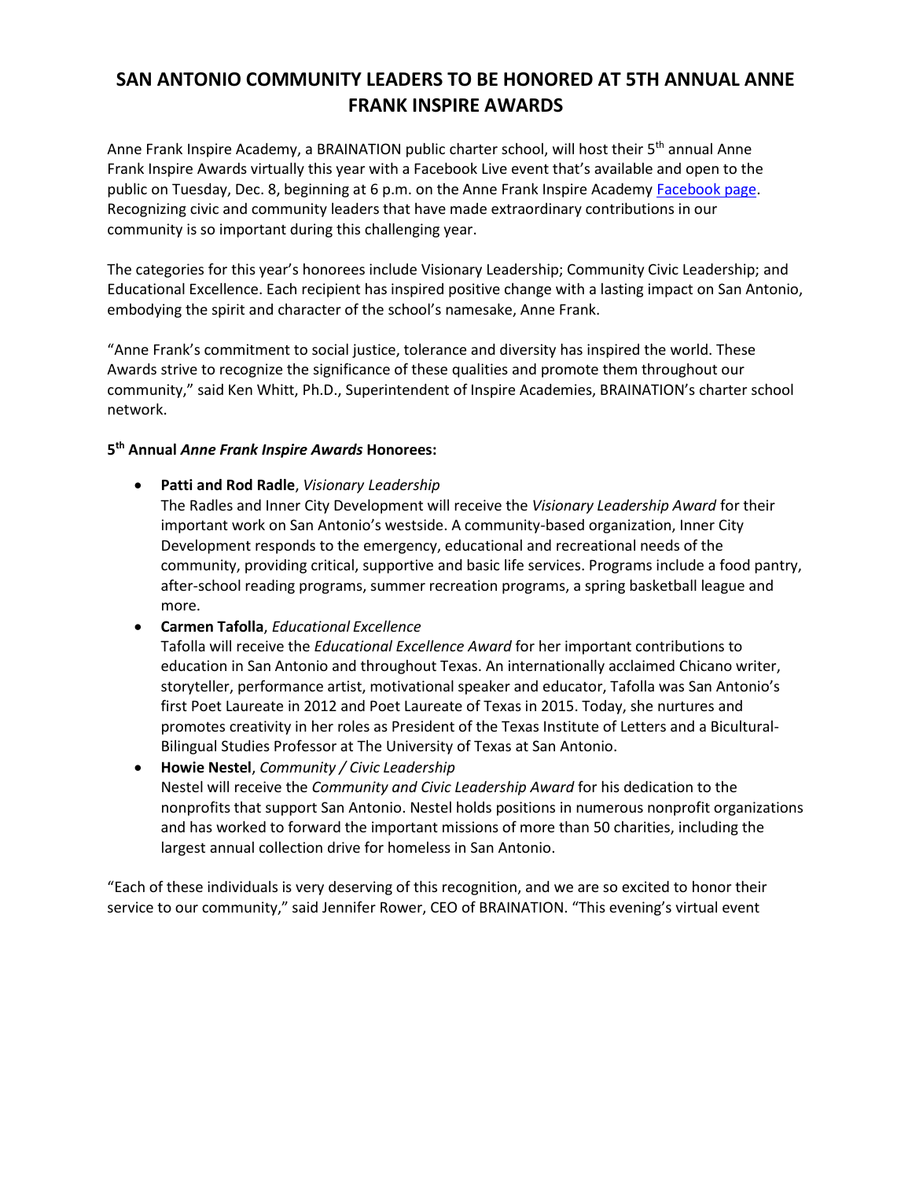# SAN ANTONIO COMMUNITY LEADERS TO BE HONORED AT 5TH ANNUAL ANNE FRANK INSPIRE AWARDS

Anne Frank Inspire Academy, a BRAINATION public charter school, will host their 5th annual Anne Frank Inspire Awards virtually this year with a Facebook Live event that's available and open to the public on Tuesday, Dec. 8, beginning at 6 p.m. on the Anne Frank Inspire Academy Facebook page. Recognizing civic and community leaders that have made extraordinary contributions in our community is so important during this challenging year.

The categories for this year's honorees include Visionary Leadership; Community Civic Leadership; and Educational Excellence. Each recipient has inspired positive change with a lasting impact on San Antonio, embodying the spirit and character of the school's namesake, Anne Frank.

"Anne Frank's commitment to social justice, tolerance and diversity has inspired the world. These Awards strive to recognize the significance of these qualities and promote them throughout our community," said Ken Whitt, Ph.D., Superintendent of Inspire Academies, BRAINATION's charter school network.

**5th Annual *Anne Frank Inspire Awards* Honorees:**

- **Patti and Rod Radle**, *Visionary Leadership*
  The Radles and Inner City Development will receive the *Visionary Leadership Award* for their important work on San Antonio's westside. A community-based organization, Inner City Development responds to the emergency, educational and recreational needs of the community, providing critical, supportive and basic life services. Programs include a food pantry, after-school reading programs, summer recreation programs, a spring basketball league and more.
- **Carmen Tafolla**, *Educational Excellence*
  Tafolla will receive the *Educational Excellence Award* for her important contributions to education in San Antonio and throughout Texas. An internationally acclaimed Chicano writer, storyteller, performance artist, motivational speaker and educator, Tafolla was San Antonio's first Poet Laureate in 2012 and Poet Laureate of Texas in 2015. Today, she nurtures and promotes creativity in her roles as President of the Texas Institute of Letters and a Bicultural-Bilingual Studies Professor at The University of Texas at San Antonio.
- **Howie Nestel**, *Community / Civic Leadership*
  Nestel will receive the *Community and Civic Leadership Award* for his dedication to the nonprofits that support San Antonio. Nestel holds positions in numerous nonprofit organizations and has worked to forward the important missions of more than 50 charities, including the largest annual collection drive for homeless in San Antonio.

"Each of these individuals is very deserving of this recognition, and we are so excited to honor their service to our community," said Jennifer Rower, CEO of BRAINATION. "This evening's virtual event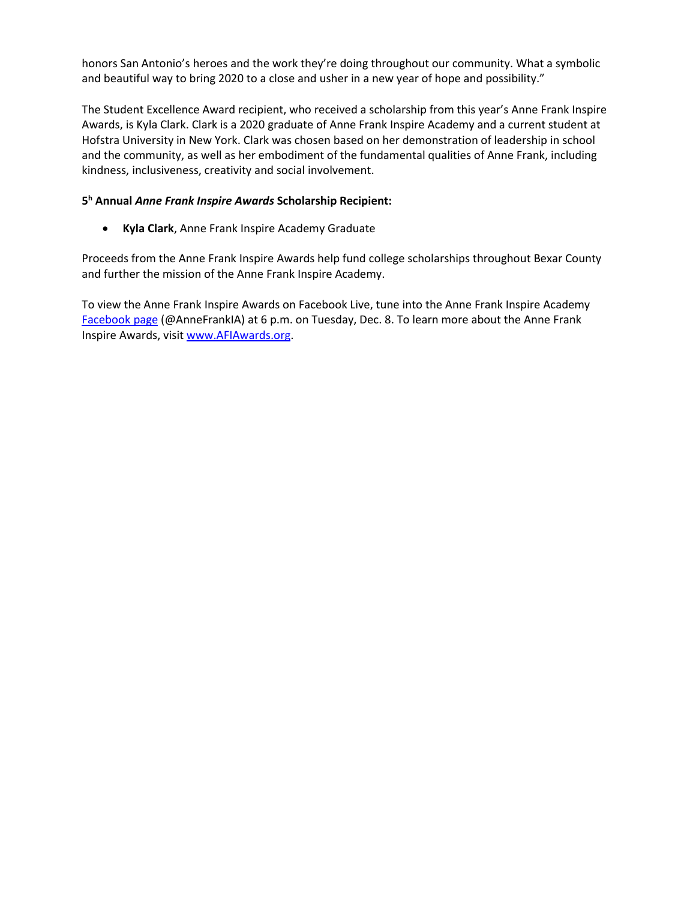honors San Antonio's heroes and the work they're doing throughout our community. What a symbolic and beautiful way to bring 2020 to a close and usher in a new year of hope and possibility."

The Student Excellence Award recipient, who received a scholarship from this year's Anne Frank Inspire Awards, is Kyla Clark. Clark is a 2020 graduate of Anne Frank Inspire Academy and a current student at Hofstra University in New York. Clark was chosen based on her demonstration of leadership in school and the community, as well as her embodiment of the fundamental qualities of Anne Frank, including kindness, inclusiveness, creativity and social involvement.

**5h Annual *Anne Frank Inspire Awards* Scholarship Recipient:**

- **Kyla Clark**, Anne Frank Inspire Academy Graduate

Proceeds from the Anne Frank Inspire Awards help fund college scholarships throughout Bexar County and further the mission of the Anne Frank Inspire Academy.

To view the Anne Frank Inspire Awards on Facebook Live, tune into the Anne Frank Inspire Academy Facebook page (@AnneFrankIA) at 6 p.m. on Tuesday, Dec. 8. To learn more about the Anne Frank Inspire Awards, visit www.AFIAwards.org.